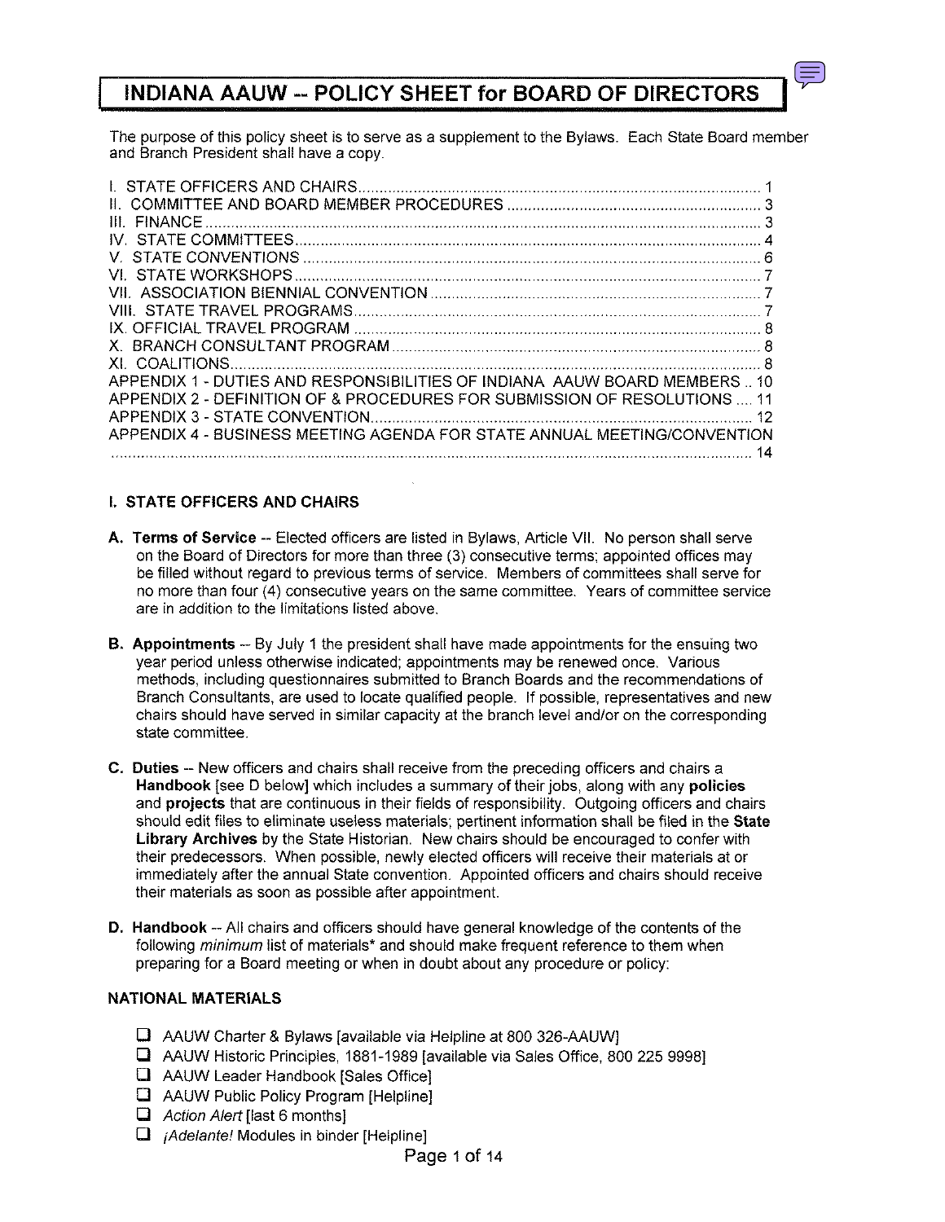# INDIANA AAUW -- POLICY SHEET for BOARD OF DIRECTORS

The purpose of this policy sheet is to serve as a supplement to the Bylaws. Each State Board member and Branch President shall have a copy.

I. STATE OFFICERS AND CHAIRS .......... 1
II. COMMITTEE AND BOARD MEMBER PROCEDURES .......... 3
III. FINANCE .......... 3
IV. STATE COMMITTEES .......... 4
V. STATE CONVENTIONS .......... 6
VI. STATE WORKSHOPS .......... 7
VII. ASSOCIATION BIENNIAL CONVENTION .......... 7
VIII. STATE TRAVEL PROGRAMS .......... 7
IX. OFFICIAL TRAVEL PROGRAM .......... 8
X. BRANCH CONSULTANT PROGRAM .......... 8
XI. COALITIONS .......... 8
APPENDIX 1 - DUTIES AND RESPONSIBILITIES OF INDIANA AAUW BOARD MEMBERS .. 10
APPENDIX 2 - DEFINITION OF & PROCEDURES FOR SUBMISSION OF RESOLUTIONS .... 11
APPENDIX 3 - STATE CONVENTION .......... 12
APPENDIX 4 - BUSINESS MEETING AGENDA FOR STATE ANNUAL MEETING/CONVENTION .......... 14

## I. STATE OFFICERS AND CHAIRS

**A. Terms of Service** -- Elected officers are listed in Bylaws, Article VII. No person shall serve on the Board of Directors for more than three (3) consecutive terms; appointed offices may be filled without regard to previous terms of service. Members of committees shall serve for no more than four (4) consecutive years on the same committee. Years of committee service are in addition to the limitations listed above.

**B. Appointments** -- By July 1 the president shall have made appointments for the ensuing two year period unless otherwise indicated; appointments may be renewed once. Various methods, including questionnaires submitted to Branch Boards and the recommendations of Branch Consultants, are used to locate qualified people. If possible, representatives and new chairs should have served in similar capacity at the branch level and/or on the corresponding state committee.

**C. Duties** -- New officers and chairs shall receive from the preceding officers and chairs a **Handbook** [see D below] which includes a summary of their jobs, along with any **policies** and **projects** that are continuous in their fields of responsibility. Outgoing officers and chairs should edit files to eliminate useless materials; pertinent information shall be filed in the **State Library Archives** by the State Historian. New chairs should be encouraged to confer with their predecessors. When possible, newly elected officers will receive their materials at or immediately after the annual State convention. Appointed officers and chairs should receive their materials as soon as possible after appointment.

**D. Handbook** -- All chairs and officers should have general knowledge of the contents of the following *minimum* list of materials* and should make frequent reference to them when preparing for a Board meeting or when in doubt about any procedure or policy:

### NATIONAL MATERIALS

- ☐ AAUW Charter & Bylaws [available via Helpline at 800 326-AAUW]
- ☐ AAUW Historic Principles, 1881-1989 [available via Sales Office, 800 225 9998]
- ☐ AAUW Leader Handbook [Sales Office]
- ☐ AAUW Public Policy Program [Helpline]
- ☐ *Action Alert* [last 6 months]
- ☐ *¡Adelante!* Modules in binder [Helpline]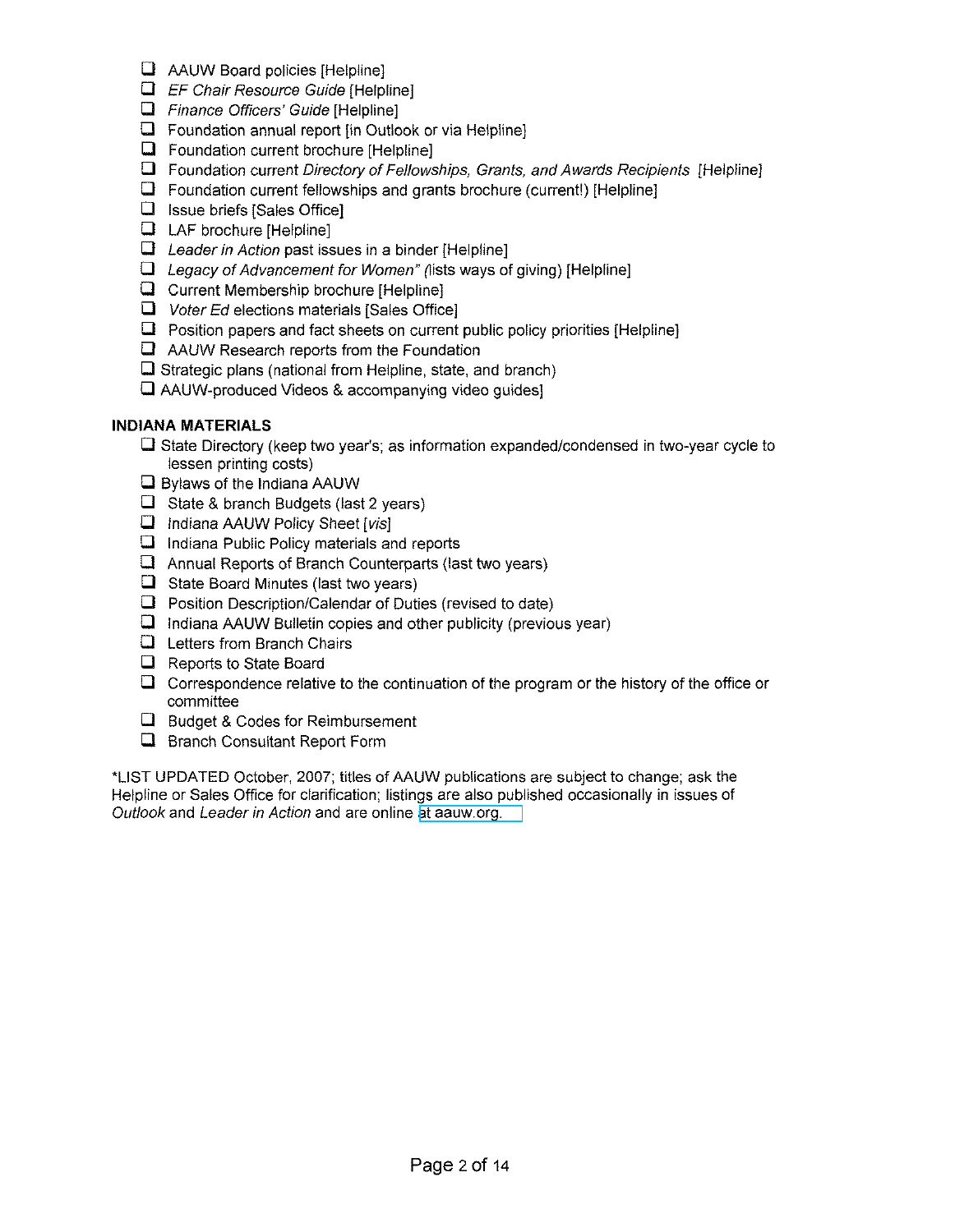- ❑ AAUW Board policies [Helpline]
- ❑ *EF Chair Resource Guide* [Helpline]
- ❑ *Finance Officers' Guide* [Helpline]
- ❑ Foundation annual report [in Outlook or via Helpline]
- ❑ Foundation current brochure [Helpline]
- ❑ Foundation current *Directory of Fellowships, Grants, and Awards Recipients* [Helpline]
- ❑ Foundation current fellowships and grants brochure (current!) [Helpline]
- ❑ Issue briefs [Sales Office]
- ❑ LAF brochure [Helpline]
- ❑ *Leader in Action* past issues in a binder [Helpline]
- ❑ *Legacy of Advancement for Women" (*lists ways of giving) [Helpline]
- ❑ Current Membership brochure [Helpline]
- ❑ *Voter Ed* elections materials [Sales Office]
- ❑ Position papers and fact sheets on current public policy priorities [Helpline]
- ❑ AAUW Research reports from the Foundation
- ❑ Strategic plans (national from Helpline, state, and branch)
- ❑ AAUW-produced Videos & accompanying video guides]

**INDIANA MATERIALS**

- ❑ State Directory (keep two year's; as information expanded/condensed in two-year cycle to lessen printing costs)
- ❑ Bylaws of the Indiana AAUW
- ❑ State & branch Budgets (last 2 years)
- ❑ Indiana AAUW Policy Sheet [*vis*]
- ❑ Indiana Public Policy materials and reports
- ❑ Annual Reports of Branch Counterparts (last two years)
- ❑ State Board Minutes (last two years)
- ❑ Position Description/Calendar of Duties (revised to date)
- ❑ Indiana AAUW Bulletin copies and other publicity (previous year)
- ❑ Letters from Branch Chairs
- ❑ Reports to State Board
- ❑ Correspondence relative to the continuation of the program or the history of the office or committee
- ❑ Budget & Codes for Reimbursement
- ❑ Branch Consultant Report Form

*LIST UPDATED October, 2007; titles of AAUW publications are subject to change; ask the Helpline or Sales Office for clarification; listings are also published occasionally in issues of *Outlook* and *Leader in Action* and are online at aauw.org.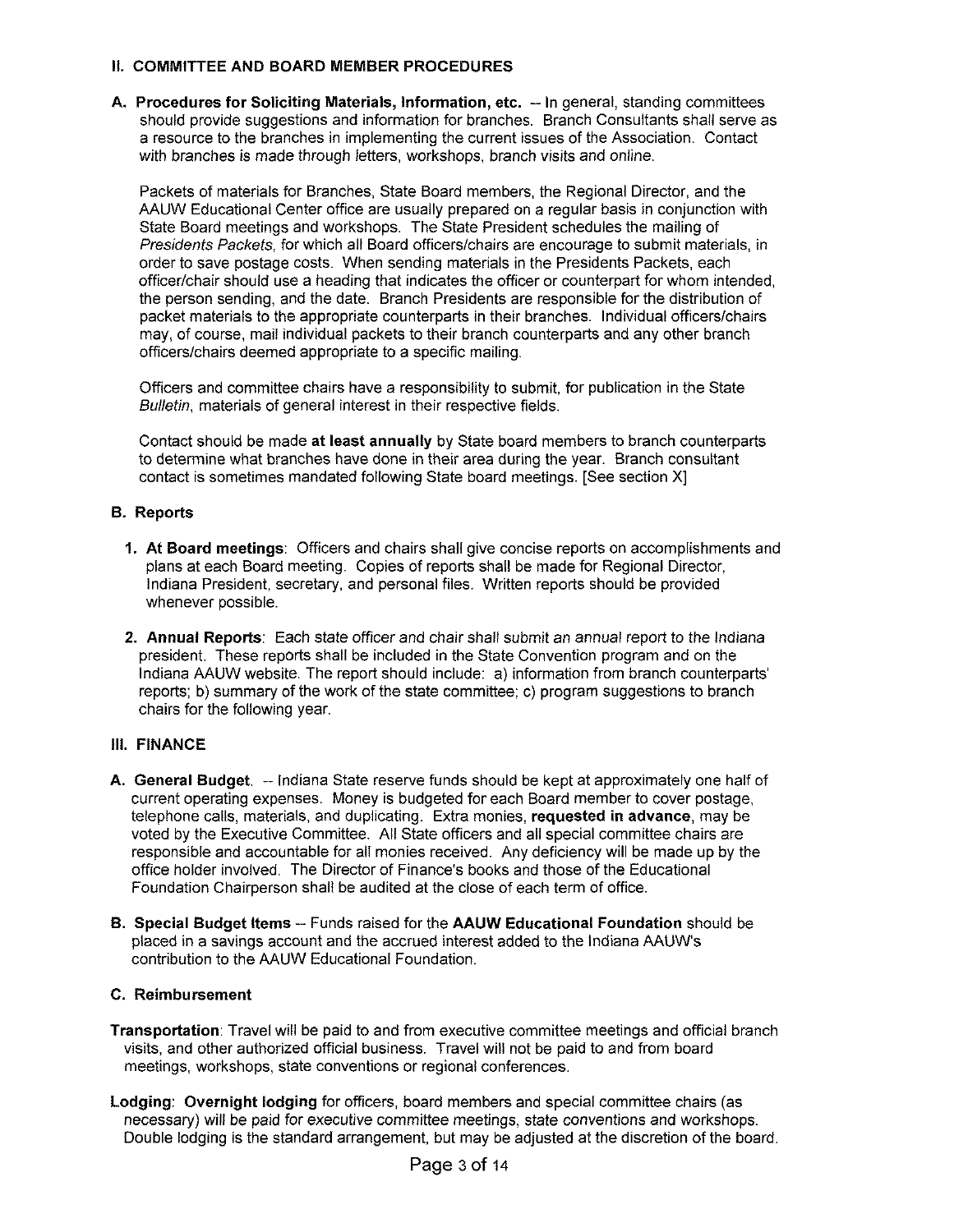## II. COMMITTEE AND BOARD MEMBER PROCEDURES

**A. Procedures for Soliciting Materials, Information, etc.** -- In general, standing committees should provide suggestions and information for branches. Branch Consultants shall serve as a resource to the branches in implementing the current issues of the Association. Contact with branches is made through letters, workshops, branch visits and online.

Packets of materials for Branches, State Board members, the Regional Director, and the AAUW Educational Center office are usually prepared on a regular basis in conjunction with State Board meetings and workshops. The State President schedules the mailing of *Presidents Packets*, for which all Board officers/chairs are encourage to submit materials, in order to save postage costs. When sending materials in the Presidents Packets, each officer/chair should use a heading that indicates the officer or counterpart for whom intended, the person sending, and the date. Branch Presidents are responsible for the distribution of packet materials to the appropriate counterparts in their branches. Individual officers/chairs may, of course, mail individual packets to their branch counterparts and any other branch officers/chairs deemed appropriate to a specific mailing.

Officers and committee chairs have a responsibility to submit, for publication in the State *Bulletin*, materials of general interest in their respective fields.

Contact should be made **at least annually** by State board members to branch counterparts to determine what branches have done in their area during the year. Branch consultant contact is sometimes mandated following State board meetings. [See section X]

### B. Reports

1. **At Board meetings**: Officers and chairs shall give concise reports on accomplishments and plans at each Board meeting. Copies of reports shall be made for Regional Director, Indiana President, secretary, and personal files. Written reports should be provided whenever possible.

2. **Annual Reports**: Each state officer and chair shall submit an annual report to the Indiana president. These reports shall be included in the State Convention program and on the Indiana AAUW website. The report should include: a) information from branch counterparts' reports; b) summary of the work of the state committee; c) program suggestions to branch chairs for the following year.

## III. FINANCE

**A. General Budget.** -- Indiana State reserve funds should be kept at approximately one half of current operating expenses. Money is budgeted for each Board member to cover postage, telephone calls, materials, and duplicating. Extra monies, **requested in advance**, may be voted by the Executive Committee. All State officers and all special committee chairs are responsible and accountable for all monies received. Any deficiency will be made up by the office holder involved. The Director of Finance's books and those of the Educational Foundation Chairperson shall be audited at the close of each term of office.

**B. Special Budget Items** -- Funds raised for the **AAUW Educational Foundation** should be placed in a savings account and the accrued interest added to the Indiana AAUW's contribution to the AAUW Educational Foundation.

### C. Reimbursement

**Transportation**: Travel will be paid to and from executive committee meetings and official branch visits, and other authorized official business. Travel will not be paid to and from board meetings, workshops, state conventions or regional conferences.

**Lodging**: **Overnight lodging** for officers, board members and special committee chairs (as necessary) will be paid for executive committee meetings, state conventions and workshops. Double lodging is the standard arrangement, but may be adjusted at the discretion of the board.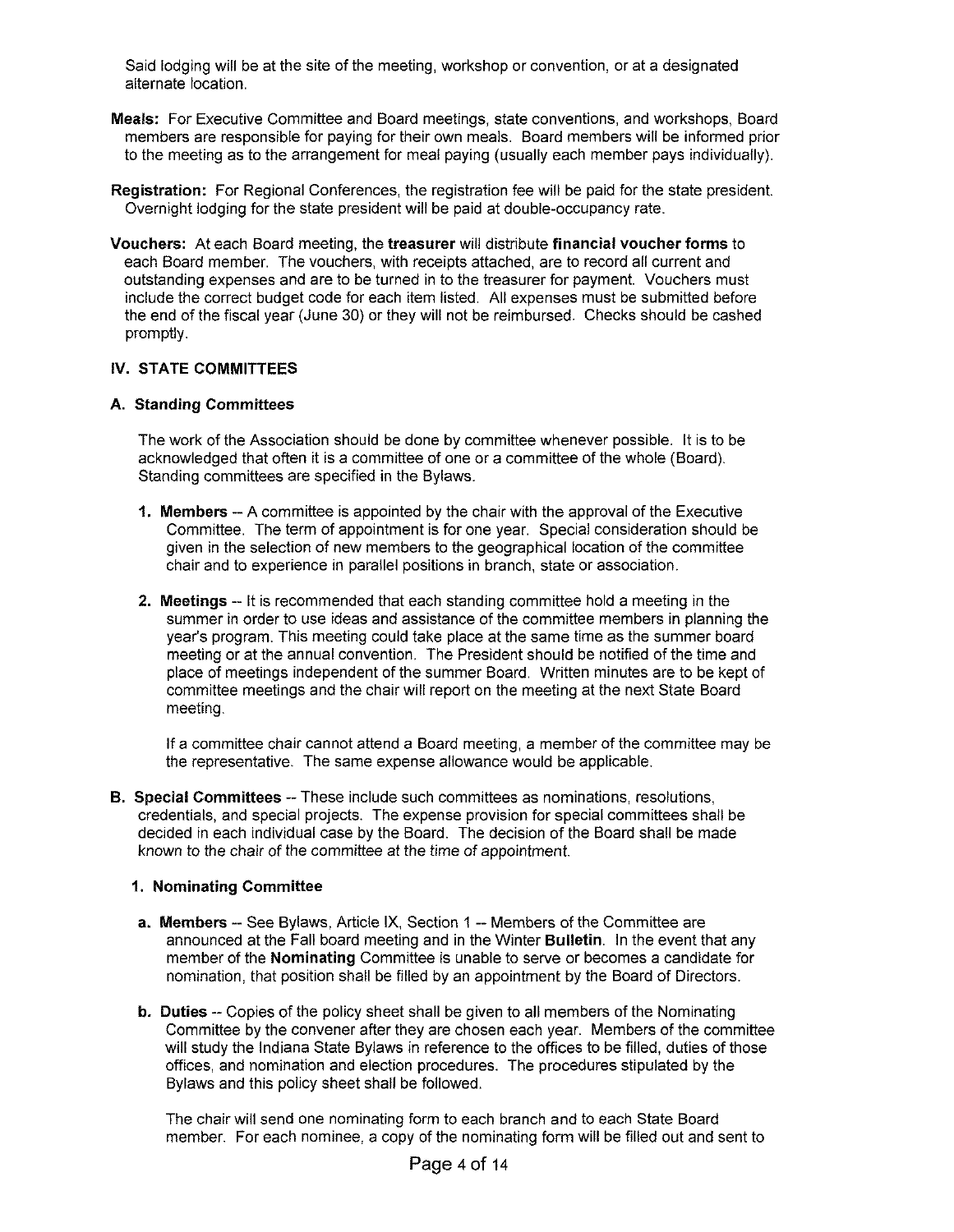Said lodging will be at the site of the meeting, workshop or convention, or at a designated alternate location.

**Meals:** For Executive Committee and Board meetings, state conventions, and workshops, Board members are responsible for paying for their own meals. Board members will be informed prior to the meeting as to the arrangement for meal paying (usually each member pays individually).

**Registration:** For Regional Conferences, the registration fee will be paid for the state president. Overnight lodging for the state president will be paid at double-occupancy rate.

**Vouchers:** At each Board meeting, the **treasurer** will distribute **financial voucher forms** to each Board member. The vouchers, with receipts attached, are to record all current and outstanding expenses and are to be turned in to the treasurer for payment. Vouchers must include the correct budget code for each item listed. All expenses must be submitted before the end of the fiscal year (June 30) or they will not be reimbursed. Checks should be cashed promptly.

## IV. STATE COMMITTEES

### A. Standing Committees

The work of the Association should be done by committee whenever possible. It is to be acknowledged that often it is a committee of one or a committee of the whole (Board). Standing committees are specified in the Bylaws.

1. **Members** -- A committee is appointed by the chair with the approval of the Executive Committee. The term of appointment is for one year. Special consideration should be given in the selection of new members to the geographical location of the committee chair and to experience in parallel positions in branch, state or association.

2. **Meetings** -- It is recommended that each standing committee hold a meeting in the summer in order to use ideas and assistance of the committee members in planning the year's program. This meeting could take place at the same time as the summer board meeting or at the annual convention. The President should be notified of the time and place of meetings independent of the summer Board. Written minutes are to be kept of committee meetings and the chair will report on the meeting at the next State Board meeting.

   If a committee chair cannot attend a Board meeting, a member of the committee may be the representative. The same expense allowance would be applicable.

### B. Special Committees

**B. Special Committees** -- These include such committees as nominations, resolutions, credentials, and special projects. The expense provision for special committees shall be decided in each individual case by the Board. The decision of the Board shall be made known to the chair of the committee at the time of appointment.

#### 1. Nominating Committee

a. **Members** -- See Bylaws, Article IX, Section 1 -- Members of the Committee are announced at the Fall board meeting and in the Winter **Bulletin**. In the event that any member of the **Nominating** Committee is unable to serve or becomes a candidate for nomination, that position shall be filled by an appointment by the Board of Directors.

b. **Duties** -- Copies of the policy sheet shall be given to all members of the Nominating Committee by the convener after they are chosen each year. Members of the committee will study the Indiana State Bylaws in reference to the offices to be filled, duties of those offices, and nomination and election procedures. The procedures stipulated by the Bylaws and this policy sheet shall be followed.

   The chair will send one nominating form to each branch and to each State Board member. For each nominee, a copy of the nominating form will be filled out and sent to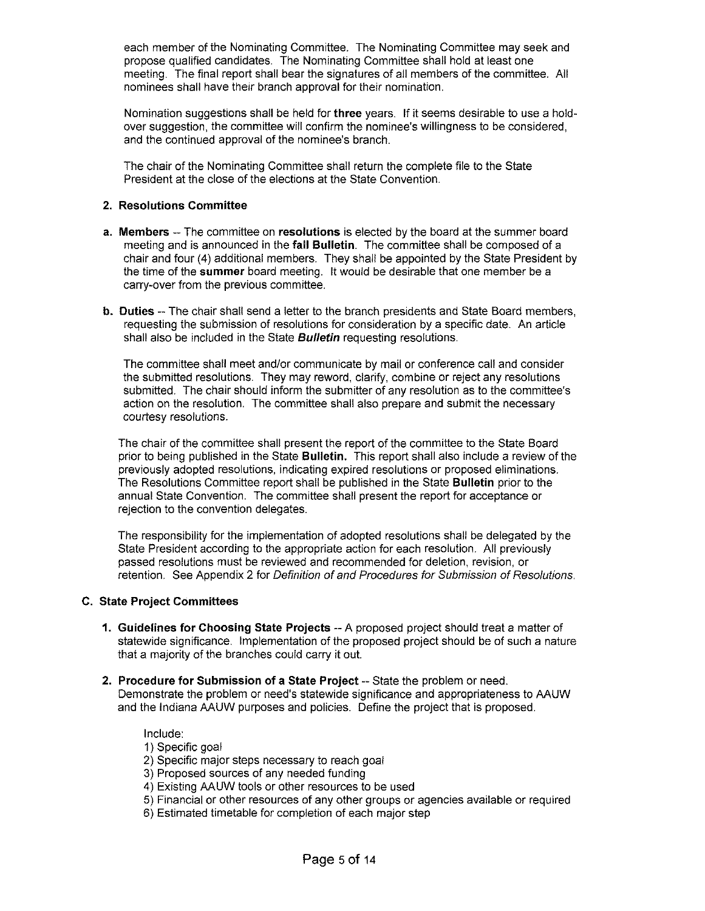each member of the Nominating Committee. The Nominating Committee may seek and propose qualified candidates. The Nominating Committee shall hold at least one meeting. The final report shall bear the signatures of all members of the committee. All nominees shall have their branch approval for their nomination.

Nomination suggestions shall be held for **three** years. If it seems desirable to use a hold-over suggestion, the committee will confirm the nominee's willingness to be considered, and the continued approval of the nominee's branch.

The chair of the Nominating Committee shall return the complete file to the State President at the close of the elections at the State Convention.

### 2. Resolutions Committee

**a. Members** -- The committee on **resolutions** is elected by the board at the summer board meeting and is announced in the **fall Bulletin**. The committee shall be composed of a chair and four (4) additional members. They shall be appointed by the State President by the time of the **summer** board meeting. It would be desirable that one member be a carry-over from the previous committee.

**b. Duties** -- The chair shall send a letter to the branch presidents and State Board members, requesting the submission of resolutions for consideration by a specific date. An article shall also be included in the State ***Bulletin*** requesting resolutions.

The committee shall meet and/or communicate by mail or conference call and consider the submitted resolutions. They may reword, clarify, combine or reject any resolutions submitted. The chair should inform the submitter of any resolution as to the committee's action on the resolution. The committee shall also prepare and submit the necessary courtesy resolutions.

The chair of the committee shall present the report of the committee to the State Board prior to being published in the State **Bulletin.** This report shall also include a review of the previously adopted resolutions, indicating expired resolutions or proposed eliminations. The Resolutions Committee report shall be published in the State **Bulletin** prior to the annual State Convention. The committee shall present the report for acceptance or rejection to the convention delegates.

The responsibility for the implementation of adopted resolutions shall be delegated by the State President according to the appropriate action for each resolution. All previously passed resolutions must be reviewed and recommended for deletion, revision, or retention. See Appendix 2 for *Definition of and Procedures for Submission of Resolutions.*

## C. State Project Committees

1. **Guidelines for Choosing State Projects** -- A proposed project should treat a matter of statewide significance. Implementation of the proposed project should be of such a nature that a majority of the branches could carry it out.

2. **Procedure for Submission of a State Project** -- State the problem or need. Demonstrate the problem or need's statewide significance and appropriateness to AAUW and the Indiana AAUW purposes and policies. Define the project that is proposed.

   Include:
   1) Specific goal
   2) Specific major steps necessary to reach goal
   3) Proposed sources of any needed funding
   4) Existing AAUW tools or other resources to be used
   5) Financial or other resources of any other groups or agencies available or required
   6) Estimated timetable for completion of each major step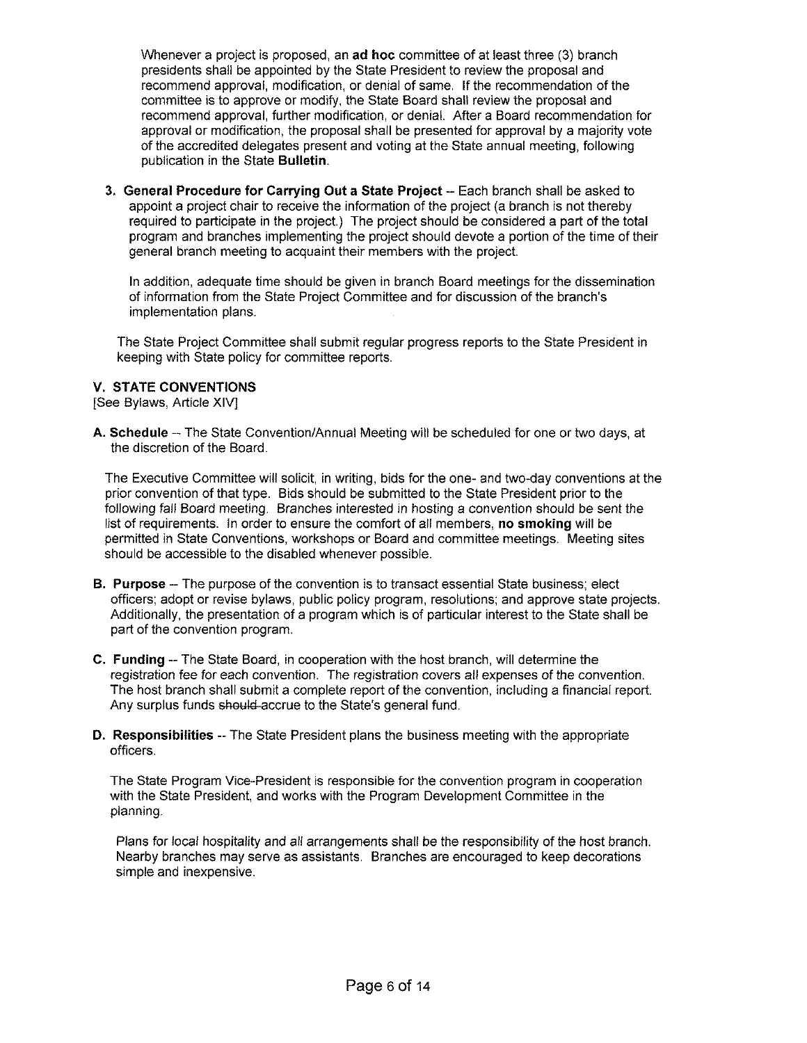Whenever a project is proposed, an **ad hoc** committee of at least three (3) branch presidents shall be appointed by the State President to review the proposal and recommend approval, modification, or denial of same. If the recommendation of the committee is to approve or modify, the State Board shall review the proposal and recommend approval, further modification, or denial. After a Board recommendation for approval or modification, the proposal shall be presented for approval by a majority vote of the accredited delegates present and voting at the State annual meeting, following publication in the State **Bulletin**.

3. **General Procedure for Carrying Out a State Project** -- Each branch shall be asked to appoint a project chair to receive the information of the project (a branch is not thereby required to participate in the project.) The project should be considered a part of the total program and branches implementing the project should devote a portion of the time of their general branch meeting to acquaint their members with the project.

   In addition, adequate time should be given in branch Board meetings for the dissemination of information from the State Project Committee and for discussion of the branch's implementation plans.

   The State Project Committee shall submit regular progress reports to the State President in keeping with State policy for committee reports.

## V. STATE CONVENTIONS

[See Bylaws, Article XIV]

**A. Schedule** -- The State Convention/Annual Meeting will be scheduled for one or two days, at the discretion of the Board.

The Executive Committee will solicit, in writing, bids for the one- and two-day conventions at the prior convention of that type. Bids should be submitted to the State President prior to the following fall Board meeting. Branches interested in hosting a convention should be sent the list of requirements. In order to ensure the comfort of all members, **no smoking** will be permitted in State Conventions, workshops or Board and committee meetings. Meeting sites should be accessible to the disabled whenever possible.

**B. Purpose** -- The purpose of the convention is to transact essential State business; elect officers; adopt or revise bylaws, public policy program, resolutions; and approve state projects. Additionally, the presentation of a program which is of particular interest to the State shall be part of the convention program.

**C. Funding** -- The State Board, in cooperation with the host branch, will determine the registration fee for each convention. The registration covers all expenses of the convention. The host branch shall submit a complete report of the convention, including a financial report. Any surplus funds ~~should~~ accrue to the State's general fund.

**D. Responsibilities** -- The State President plans the business meeting with the appropriate officers.

The State Program Vice-President is responsible for the convention program in cooperation with the State President, and works with the Program Development Committee in the planning.

Plans for local hospitality and all arrangements shall be the responsibility of the host branch. Nearby branches may serve as assistants. Branches are encouraged to keep decorations simple and inexpensive.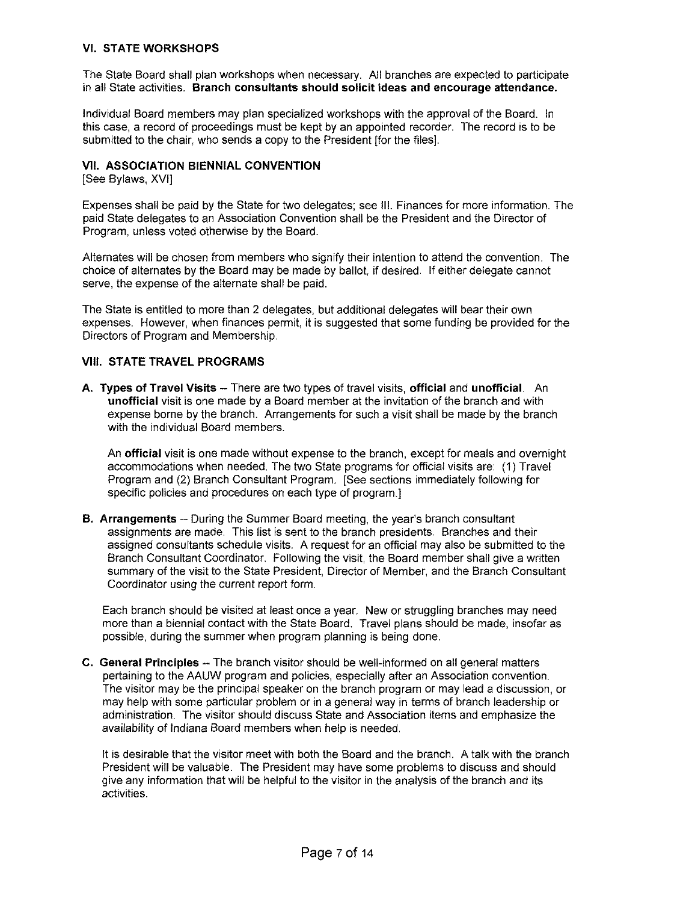## VI. STATE WORKSHOPS

The State Board shall plan workshops when necessary. All branches are expected to participate in all State activities. **Branch consultants should solicit ideas and encourage attendance.**

Individual Board members may plan specialized workshops with the approval of the Board. In this case, a record of proceedings must be kept by an appointed recorder. The record is to be submitted to the chair, who sends a copy to the President [for the files].

## VII. ASSOCIATION BIENNIAL CONVENTION

[See Bylaws, XVI]

Expenses shall be paid by the State for two delegates; see III. Finances for more information. The paid State delegates to an Association Convention shall be the President and the Director of Program, unless voted otherwise by the Board.

Alternates will be chosen from members who signify their intention to attend the convention. The choice of alternates by the Board may be made by ballot, if desired. If either delegate cannot serve, the expense of the alternate shall be paid.

The State is entitled to more than 2 delegates, but additional delegates will bear their own expenses. However, when finances permit, it is suggested that some funding be provided for the Directors of Program and Membership.

## VIII. STATE TRAVEL PROGRAMS

**A. Types of Travel Visits** -- There are two types of travel visits, **official** and **unofficial**. An **unofficial** visit is one made by a Board member at the invitation of the branch and with expense borne by the branch. Arrangements for such a visit shall be made by the branch with the individual Board members.

An **official** visit is one made without expense to the branch, except for meals and overnight accommodations when needed. The two State programs for official visits are: (1) Travel Program and (2) Branch Consultant Program. [See sections immediately following for specific policies and procedures on each type of program.]

**B. Arrangements** -- During the Summer Board meeting, the year's branch consultant assignments are made. This list is sent to the branch presidents. Branches and their assigned consultants schedule visits. A request for an official may also be submitted to the Branch Consultant Coordinator. Following the visit, the Board member shall give a written summary of the visit to the State President, Director of Member, and the Branch Consultant Coordinator using the current report form.

Each branch should be visited at least once a year. New or struggling branches may need more than a biennial contact with the State Board. Travel plans should be made, insofar as possible, during the summer when program planning is being done.

**C. General Principles** -- The branch visitor should be well-informed on all general matters pertaining to the AAUW program and policies, especially after an Association convention. The visitor may be the principal speaker on the branch program or may lead a discussion, or may help with some particular problem or in a general way in terms of branch leadership or administration. The visitor should discuss State and Association items and emphasize the availability of Indiana Board members when help is needed.

It is desirable that the visitor meet with both the Board and the branch. A talk with the branch President will be valuable. The President may have some problems to discuss and should give any information that will be helpful to the visitor in the analysis of the branch and its activities.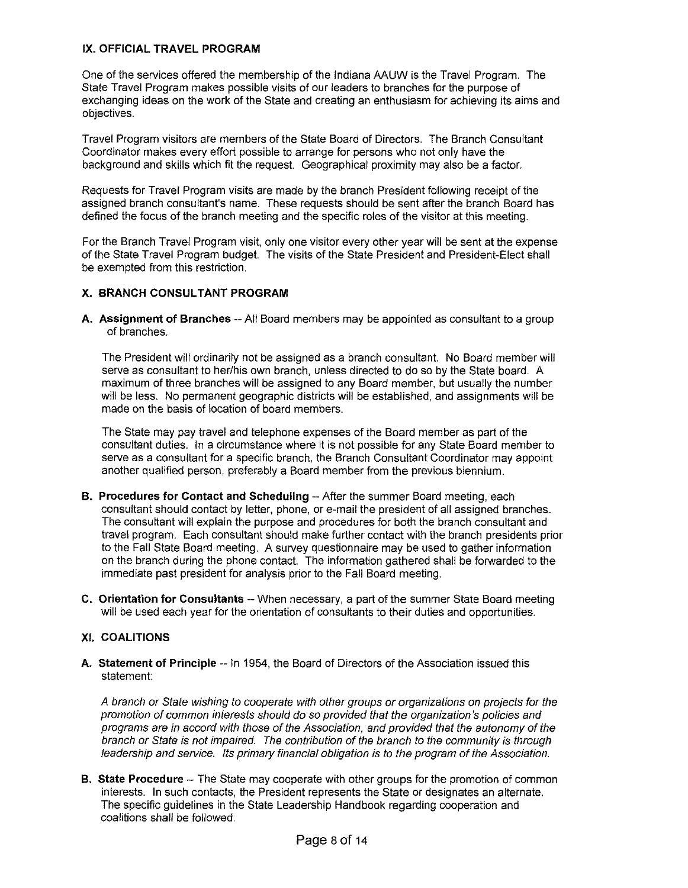## IX. OFFICIAL TRAVEL PROGRAM

One of the services offered the membership of the Indiana AAUW is the Travel Program. The State Travel Program makes possible visits of our leaders to branches for the purpose of exchanging ideas on the work of the State and creating an enthusiasm for achieving its aims and objectives.

Travel Program visitors are members of the State Board of Directors. The Branch Consultant Coordinator makes every effort possible to arrange for persons who not only have the background and skills which fit the request. Geographical proximity may also be a factor.

Requests for Travel Program visits are made by the branch President following receipt of the assigned branch consultant's name. These requests should be sent after the branch Board has defined the focus of the branch meeting and the specific roles of the visitor at this meeting.

For the Branch Travel Program visit, only one visitor every other year will be sent at the expense of the State Travel Program budget. The visits of the State President and President-Elect shall be exempted from this restriction.

## X. BRANCH CONSULTANT PROGRAM

**A. Assignment of Branches** -- All Board members may be appointed as consultant to a group of branches.

The President will ordinarily not be assigned as a branch consultant. No Board member will serve as consultant to her/his own branch, unless directed to do so by the State board. A maximum of three branches will be assigned to any Board member, but usually the number will be less. No permanent geographic districts will be established, and assignments will be made on the basis of location of board members.

The State may pay travel and telephone expenses of the Board member as part of the consultant duties. In a circumstance where it is not possible for any State Board member to serve as a consultant for a specific branch, the Branch Consultant Coordinator may appoint another qualified person, preferably a Board member from the previous biennium.

**B. Procedures for Contact and Scheduling** -- After the summer Board meeting, each consultant should contact by letter, phone, or e-mail the president of all assigned branches. The consultant will explain the purpose and procedures for both the branch consultant and travel program. Each consultant should make further contact with the branch presidents prior to the Fall State Board meeting. A survey questionnaire may be used to gather information on the branch during the phone contact. The information gathered shall be forwarded to the immediate past president for analysis prior to the Fall Board meeting.

**C. Orientation for Consultants** -- When necessary, a part of the summer State Board meeting will be used each year for the orientation of consultants to their duties and opportunities.

## XI. COALITIONS

**A. Statement of Principle** -- In 1954, the Board of Directors of the Association issued this statement:

*A branch or State wishing to cooperate with other groups or organizations on projects for the promotion of common interests should do so provided that the organization's policies and programs are in accord with those of the Association, and provided that the autonomy of the branch or State is not impaired. The contribution of the branch to the community is through leadership and service. Its primary financial obligation is to the program of the Association.*

**B. State Procedure** -- The State may cooperate with other groups for the promotion of common interests. In such contacts, the President represents the State or designates an alternate. The specific guidelines in the State Leadership Handbook regarding cooperation and coalitions shall be followed.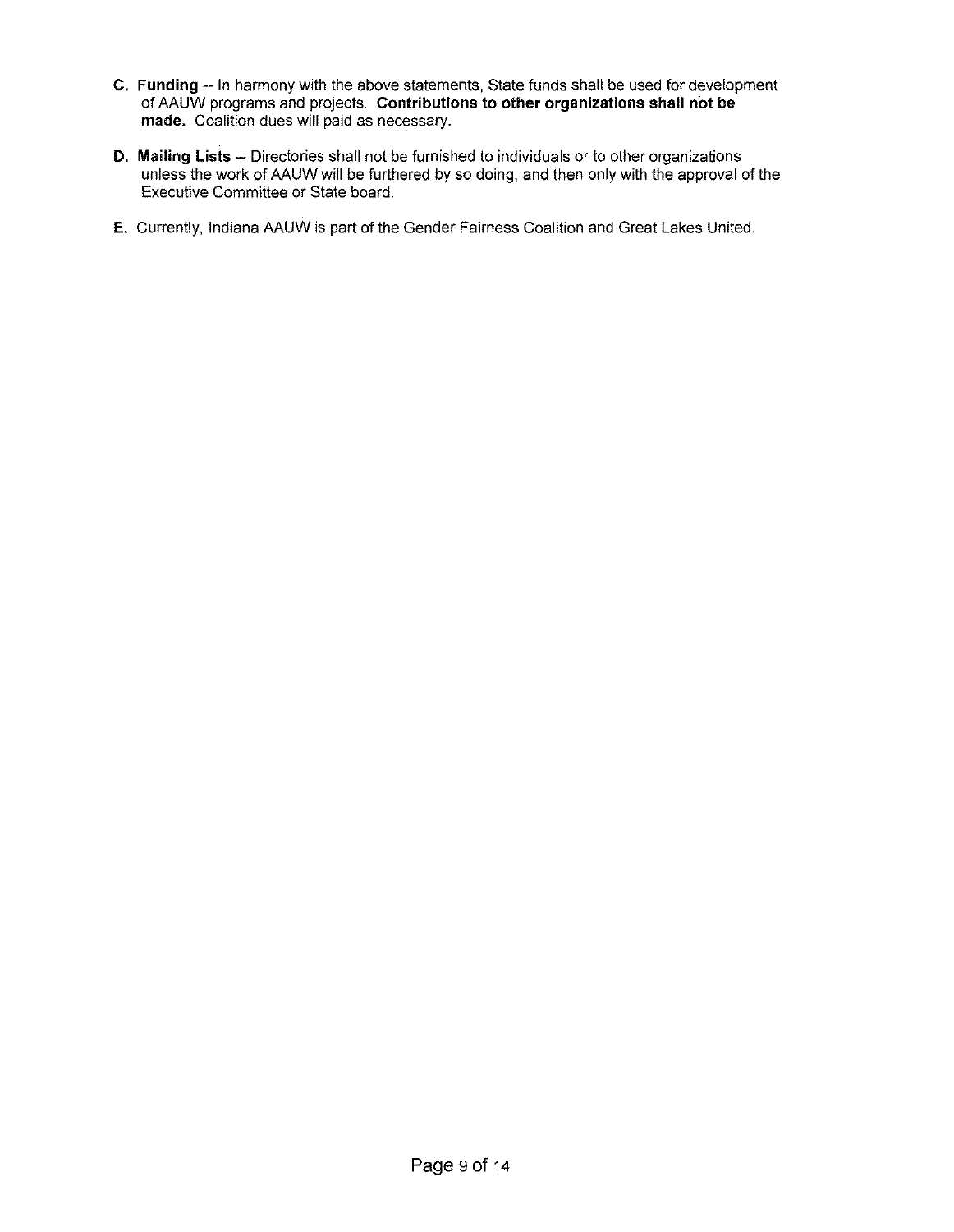**C. Funding** -- In harmony with the above statements, State funds shall be used for development of AAUW programs and projects. **Contributions to other organizations shall not be made.** Coalition dues will paid as necessary.

**D. Mailing Lists** -- Directories shall not be furnished to individuals or to other organizations unless the work of AAUW will be furthered by so doing, and then only with the approval of the Executive Committee or State board.

**E.** Currently, Indiana AAUW is part of the Gender Fairness Coalition and Great Lakes United.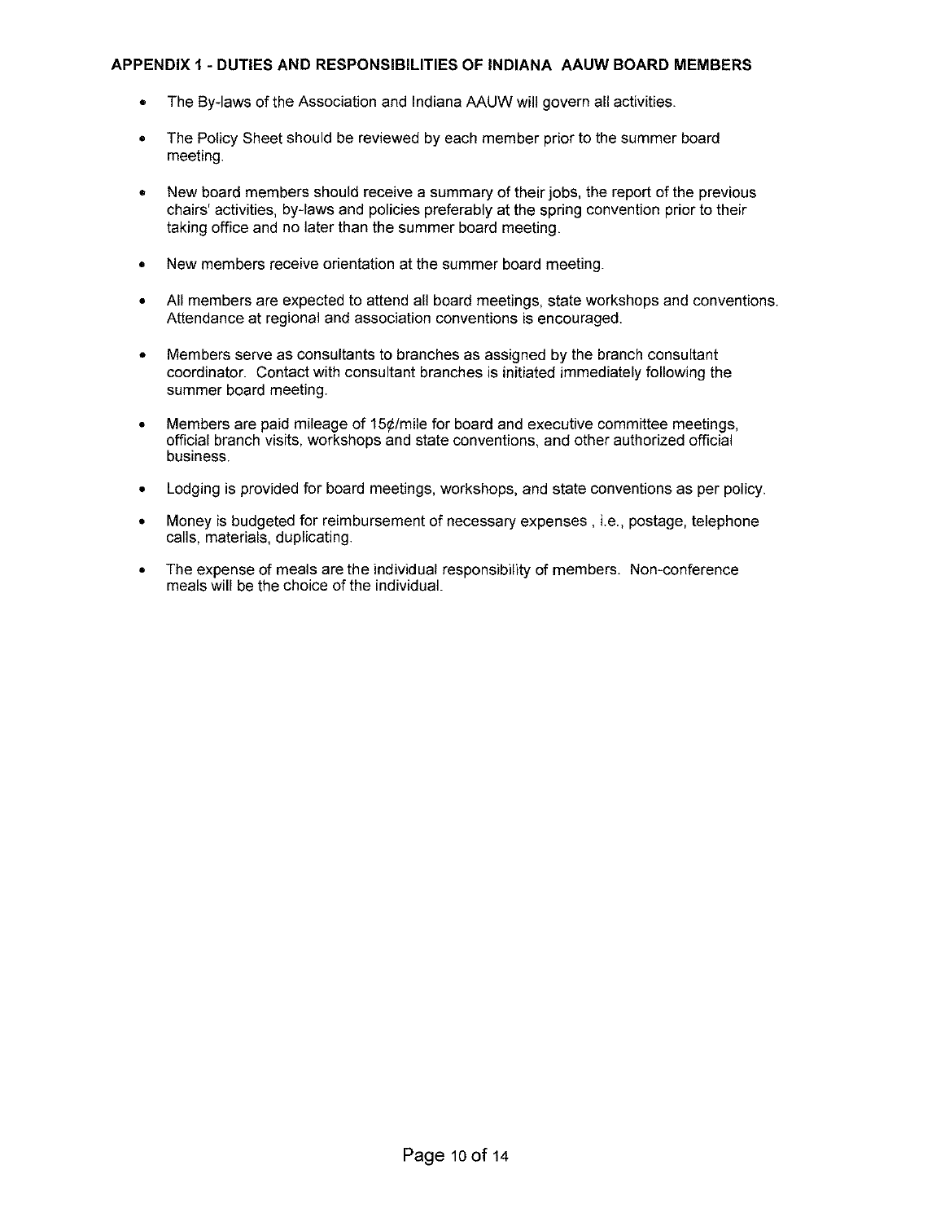## APPENDIX 1 - DUTIES AND RESPONSIBILITIES OF INDIANA AAUW BOARD MEMBERS

- The By-laws of the Association and Indiana AAUW will govern all activities.
- The Policy Sheet should be reviewed by each member prior to the summer board meeting.
- New board members should receive a summary of their jobs, the report of the previous chairs' activities, by-laws and policies preferably at the spring convention prior to their taking office and no later than the summer board meeting.
- New members receive orientation at the summer board meeting.
- All members are expected to attend all board meetings, state workshops and conventions. Attendance at regional and association conventions is encouraged.
- Members serve as consultants to branches as assigned by the branch consultant coordinator. Contact with consultant branches is initiated immediately following the summer board meeting.
- Members are paid mileage of 15¢/mile for board and executive committee meetings, official branch visits, workshops and state conventions, and other authorized official business.
- Lodging is provided for board meetings, workshops, and state conventions as per policy.
- Money is budgeted for reimbursement of necessary expenses , i.e., postage, telephone calls, materials, duplicating.
- The expense of meals are the individual responsibility of members. Non-conference meals will be the choice of the individual.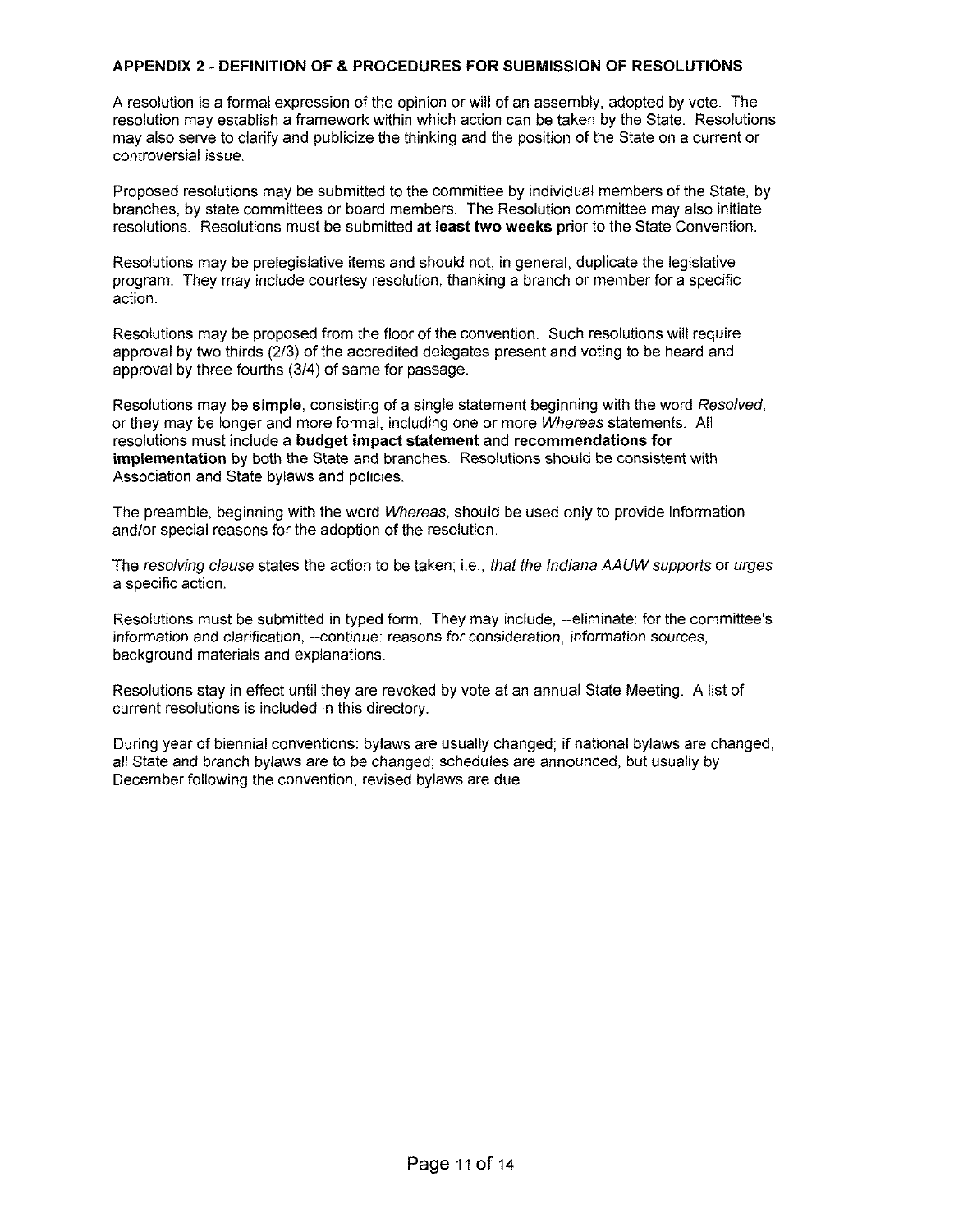## APPENDIX 2 - DEFINITION OF & PROCEDURES FOR SUBMISSION OF RESOLUTIONS

A resolution is a formal expression of the opinion or will of an assembly, adopted by vote. The resolution may establish a framework within which action can be taken by the State. Resolutions may also serve to clarify and publicize the thinking and the position of the State on a current or controversial issue.

Proposed resolutions may be submitted to the committee by individual members of the State, by branches, by state committees or board members. The Resolution committee may also initiate resolutions. Resolutions must be submitted **at least two weeks** prior to the State Convention.

Resolutions may be prelegislative items and should not, in general, duplicate the legislative program. They may include courtesy resolution, thanking a branch or member for a specific action.

Resolutions may be proposed from the floor of the convention. Such resolutions will require approval by two thirds (2/3) of the accredited delegates present and voting to be heard and approval by three fourths (3/4) of same for passage.

Resolutions may be **simple**, consisting of a single statement beginning with the word *Resolved*, or they may be longer and more formal, including one or more *Whereas* statements. All resolutions must include a **budget impact statement** and **recommendations for implementation** by both the State and branches. Resolutions should be consistent with Association and State bylaws and policies.

The preamble, beginning with the word *Whereas*, should be used only to provide information and/or special reasons for the adoption of the resolution.

The *resolving clause* states the action to be taken; i.e., *that the Indiana AAUW supports* or *urges* a specific action.

Resolutions must be submitted in typed form. They may include, --eliminate: for the committee's information and clarification, --continue: reasons for consideration, information sources, background materials and explanations.

Resolutions stay in effect until they are revoked by vote at an annual State Meeting. A list of current resolutions is included in this directory.

During year of biennial conventions: bylaws are usually changed; if national bylaws are changed, all State and branch bylaws are to be changed; schedules are announced, but usually by December following the convention, revised bylaws are due.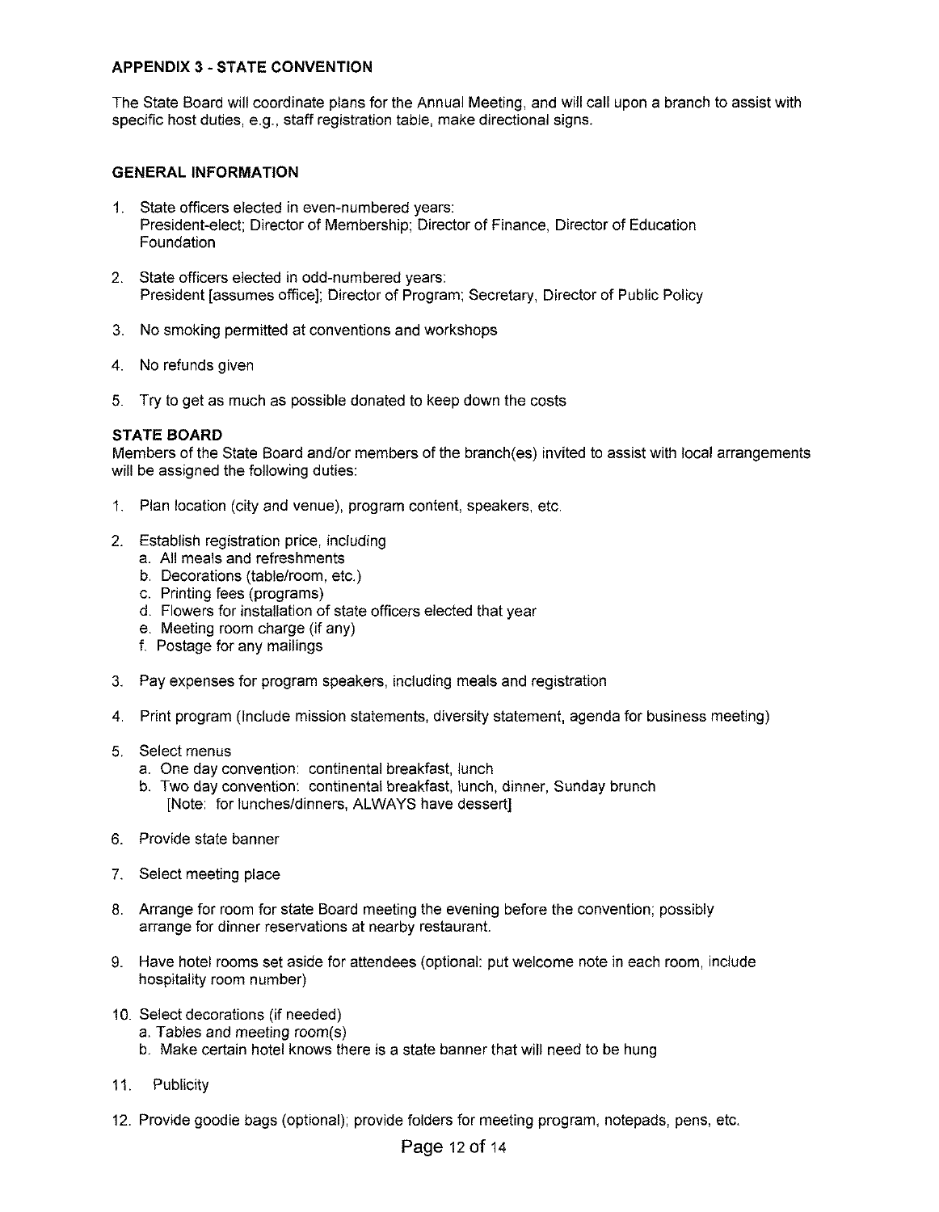## APPENDIX 3 - STATE CONVENTION

The State Board will coordinate plans for the Annual Meeting, and will call upon a branch to assist with specific host duties, e.g., staff registration table, make directional signs.

### GENERAL INFORMATION

1. State officers elected in even-numbered years:
   President-elect; Director of Membership; Director of Finance, Director of Education Foundation
2. State officers elected in odd-numbered years:
   President [assumes office]; Director of Program; Secretary, Director of Public Policy
3. No smoking permitted at conventions and workshops
4. No refunds given
5. Try to get as much as possible donated to keep down the costs

### STATE BOARD

Members of the State Board and/or members of the branch(es) invited to assist with local arrangements will be assigned the following duties:

1. Plan location (city and venue), program content, speakers, etc.
2. Establish registration price, including
   a. All meals and refreshments
   b. Decorations (table/room, etc.)
   c. Printing fees (programs)
   d. Flowers for installation of state officers elected that year
   e. Meeting room charge (if any)
   f. Postage for any mailings
3. Pay expenses for program speakers, including meals and registration
4. Print program (Include mission statements, diversity statement, agenda for business meeting)
5. Select menus
   a. One day convention: continental breakfast, lunch
   b. Two day convention: continental breakfast, lunch, dinner, Sunday brunch
      [Note: for lunches/dinners, ALWAYS have dessert]
6. Provide state banner
7. Select meeting place
8. Arrange for room for state Board meeting the evening before the convention; possibly arrange for dinner reservations at nearby restaurant.
9. Have hotel rooms set aside for attendees (optional: put welcome note in each room, include hospitality room number)
10. Select decorations (if needed)
    a. Tables and meeting room(s)
    b. Make certain hotel knows there is a state banner that will need to be hung
11. Publicity
12. Provide goodie bags (optional); provide folders for meeting program, notepads, pens, etc.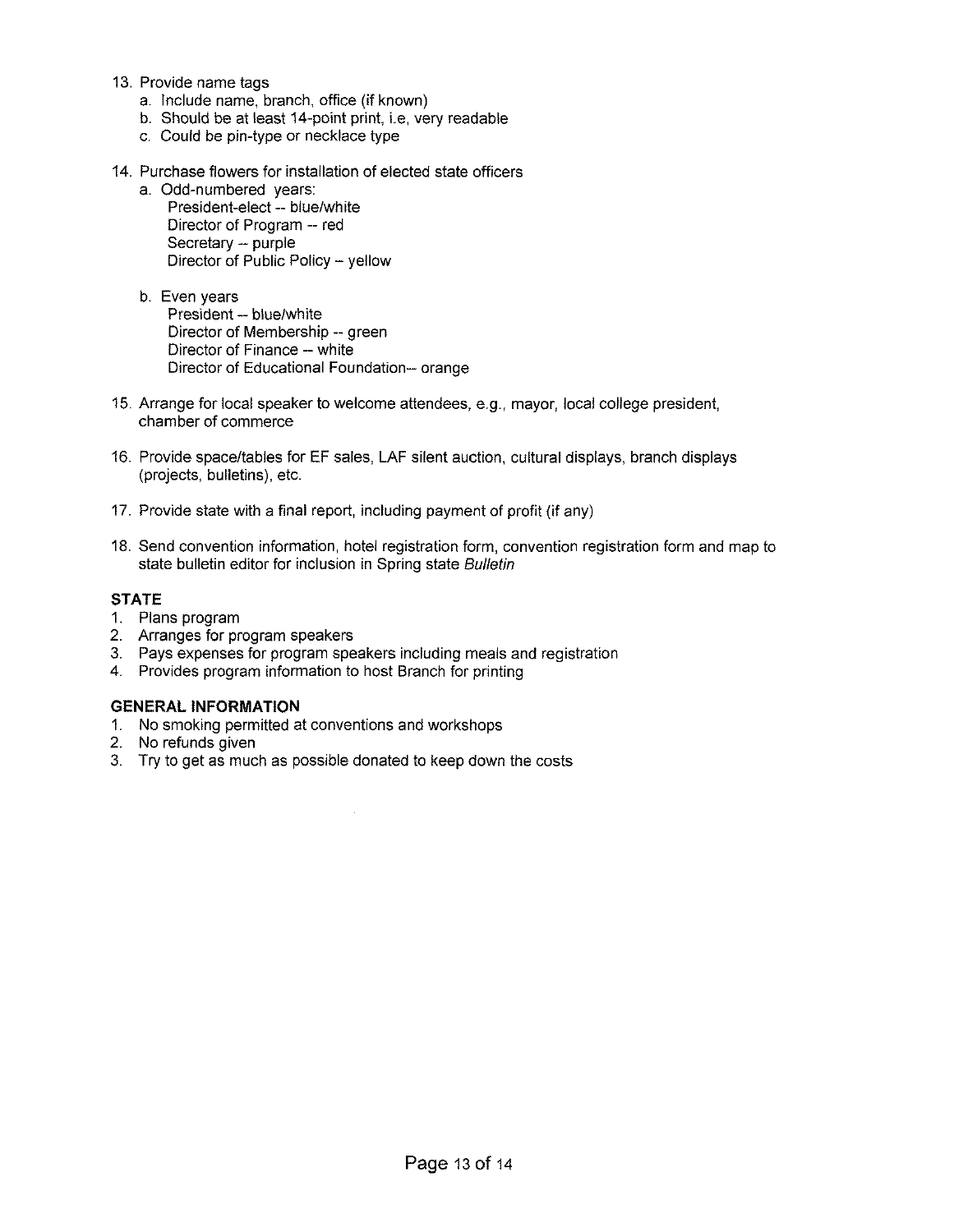13. Provide name tags
    a. Include name, branch, office (if known)
    b. Should be at least 14-point print, i.e, very readable
    c. Could be pin-type or necklace type

14. Purchase flowers for installation of elected state officers
    a. Odd-numbered years:
       President-elect -- blue/white
       Director of Program -- red
       Secretary -- purple
       Director of Public Policy – yellow

    b. Even years
       President -- blue/white
       Director of Membership -- green
       Director of Finance -- white
       Director of Educational Foundation-- orange

15. Arrange for local speaker to welcome attendees, e.g., mayor, local college president, chamber of commerce

16. Provide space/tables for EF sales, LAF silent auction, cultural displays, branch displays (projects, bulletins), etc.

17. Provide state with a final report, including payment of profit (if any)

18. Send convention information, hotel registration form, convention registration form and map to state bulletin editor for inclusion in Spring state *Bulletin*

**STATE**
1. Plans program
2. Arranges for program speakers
3. Pays expenses for program speakers including meals and registration
4. Provides program information to host Branch for printing

**GENERAL INFORMATION**
1. No smoking permitted at conventions and workshops
2. No refunds given
3. Try to get as much as possible donated to keep down the costs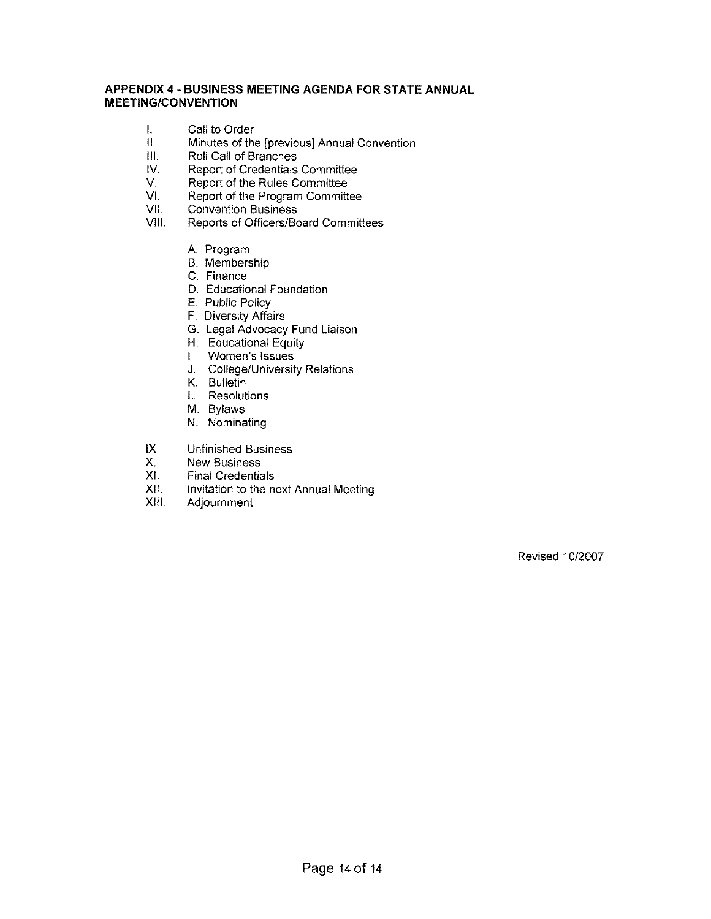### APPENDIX 4 - BUSINESS MEETING AGENDA FOR STATE ANNUAL MEETING/CONVENTION

I. Call to Order
II. Minutes of the [previous] Annual Convention
III. Roll Call of Branches
IV. Report of Credentials Committee
V. Report of the Rules Committee
VI. Report of the Program Committee
VII. Convention Business
VIII. Reports of Officers/Board Committees

   A. Program
   B. Membership
   C. Finance
   D. Educational Foundation
   E. Public Policy
   F. Diversity Affairs
   G. Legal Advocacy Fund Liaison
   H. Educational Equity
   I. Women's Issues
   J. College/University Relations
   K. Bulletin
   L. Resolutions
   M. Bylaws
   N. Nominating

IX. Unfinished Business
X. New Business
XI. Final Credentials
XII. Invitation to the next Annual Meeting
XIII. Adjournment

Revised 10/2007